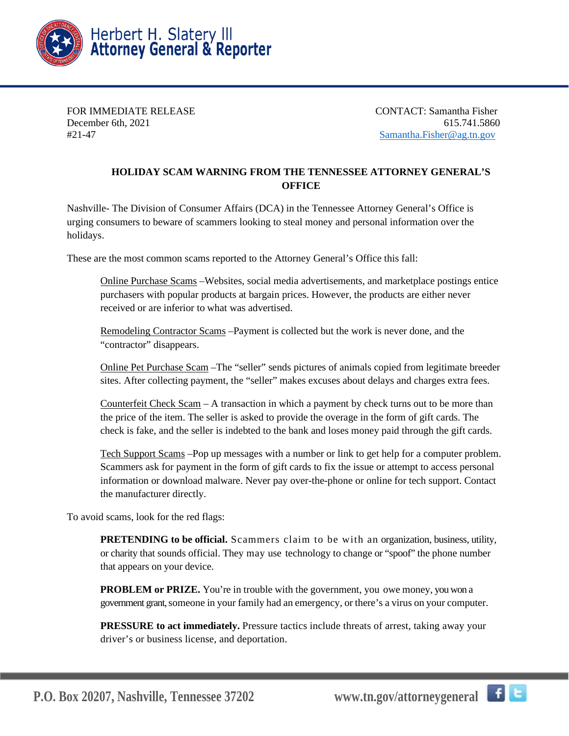Herbert H. Slatery III
**Attorney General & Reporter**

FOR IMMEDIATE RELEASE
December 6th, 2021
#21-47

CONTACT: Samantha Fisher
615.741.5860
Samantha.Fisher@ag.tn.gov

**HOLIDAY SCAM WARNING FROM THE TENNESSEE ATTORNEY GENERAL'S OFFICE**

Nashville- The Division of Consumer Affairs (DCA) in the Tennessee Attorney General's Office is urging consumers to beware of scammers looking to steal money and personal information over the holidays.

These are the most common scams reported to the Attorney General's Office this fall:

> Online Purchase Scams –Websites, social media advertisements, and marketplace postings entice purchasers with popular products at bargain prices. However, the products are either never received or are inferior to what was advertised.
>
> Remodeling Contractor Scams –Payment is collected but the work is never done, and the "contractor" disappears.
>
> Online Pet Purchase Scam –The "seller" sends pictures of animals copied from legitimate breeder sites. After collecting payment, the "seller" makes excuses about delays and charges extra fees.
>
> Counterfeit Check Scam – A transaction in which a payment by check turns out to be more than the price of the item. The seller is asked to provide the overage in the form of gift cards. The check is fake, and the seller is indebted to the bank and loses money paid through the gift cards.
>
> Tech Support Scams –Pop up messages with a number or link to get help for a computer problem. Scammers ask for payment in the form of gift cards to fix the issue or attempt to access personal information or download malware. Never pay over-the-phone or online for tech support. Contact the manufacturer directly.

To avoid scams, look for the red flags:

> **PRETENDING to be official.** Scammers claim to be with an organization, business, utility, or charity that sounds official. They may use technology to change or "spoof" the phone number that appears on your device.
>
> **PROBLEM or PRIZE.** You're in trouble with the government, you owe money, you won a government grant, someone in your family had an emergency, or there's a virus on your computer.
>
> **PRESSURE to act immediately.** Pressure tactics include threats of arrest, taking away your driver's or business license, and deportation.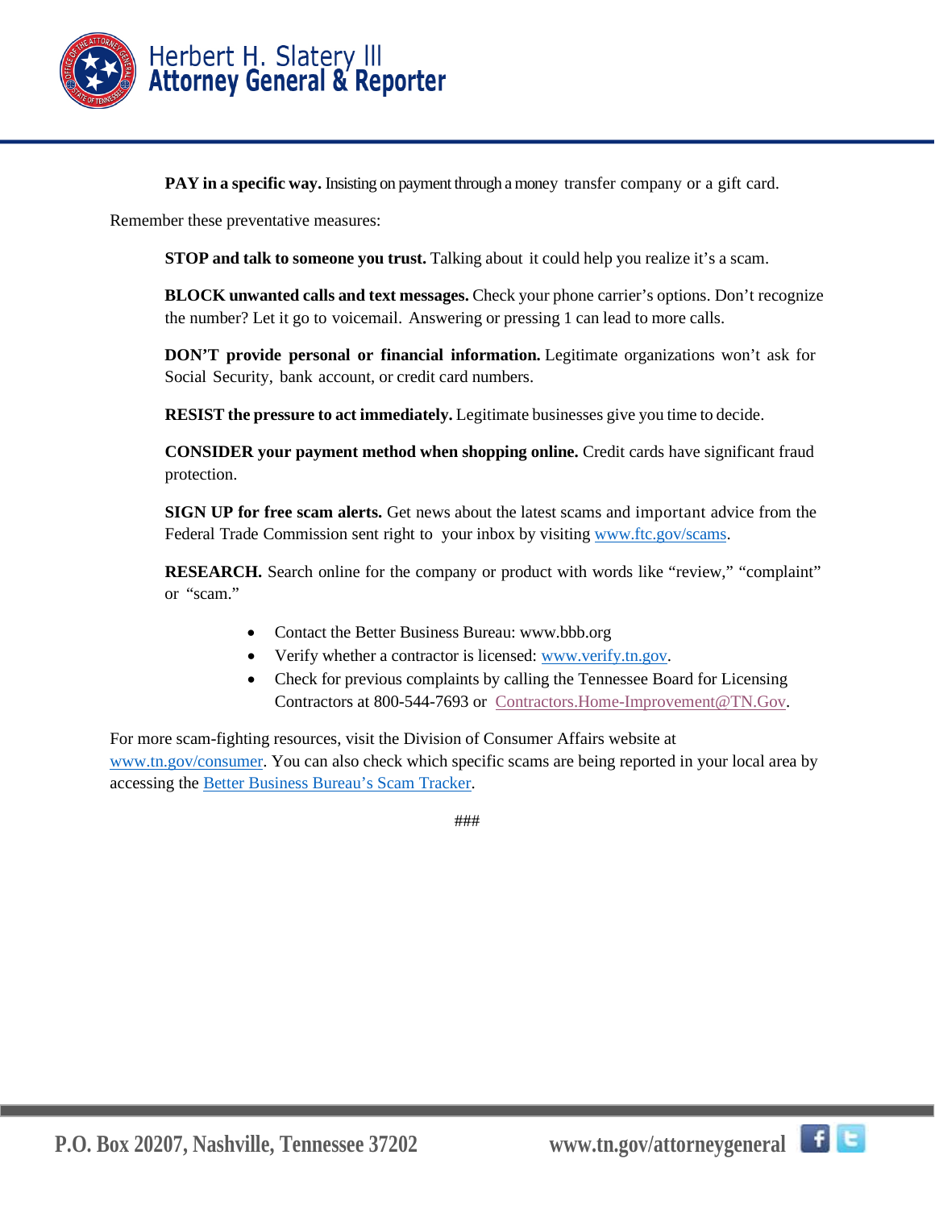**PAY in a specific way.** Insisting on payment through a money transfer company or a gift card.

Remember these preventative measures:

**STOP and talk to someone you trust.** Talking about it could help you realize it's a scam.

**BLOCK unwanted calls and text messages.** Check your phone carrier's options. Don't recognize the number? Let it go to voicemail. Answering or pressing 1 can lead to more calls.

**DON'T provide personal or financial information.** Legitimate organizations won't ask for Social Security, bank account, or credit card numbers.

**RESIST the pressure to act immediately.** Legitimate businesses give you time to decide.

**CONSIDER your payment method when shopping online.** Credit cards have significant fraud protection.

**SIGN UP for free scam alerts.** Get news about the latest scams and important advice from the Federal Trade Commission sent right to your inbox by visiting www.ftc.gov/scams.

**RESEARCH.** Search online for the company or product with words like "review," "complaint" or "scam."

- Contact the Better Business Bureau: www.bbb.org
- Verify whether a contractor is licensed: www.verify.tn.gov.
- Check for previous complaints by calling the Tennessee Board for Licensing Contractors at 800-544-7693 or Contractors.Home-Improvement@TN.Gov.

For more scam-fighting resources, visit the Division of Consumer Affairs website at www.tn.gov/consumer. You can also check which specific scams are being reported in your local area by accessing the Better Business Bureau's Scam Tracker.

###